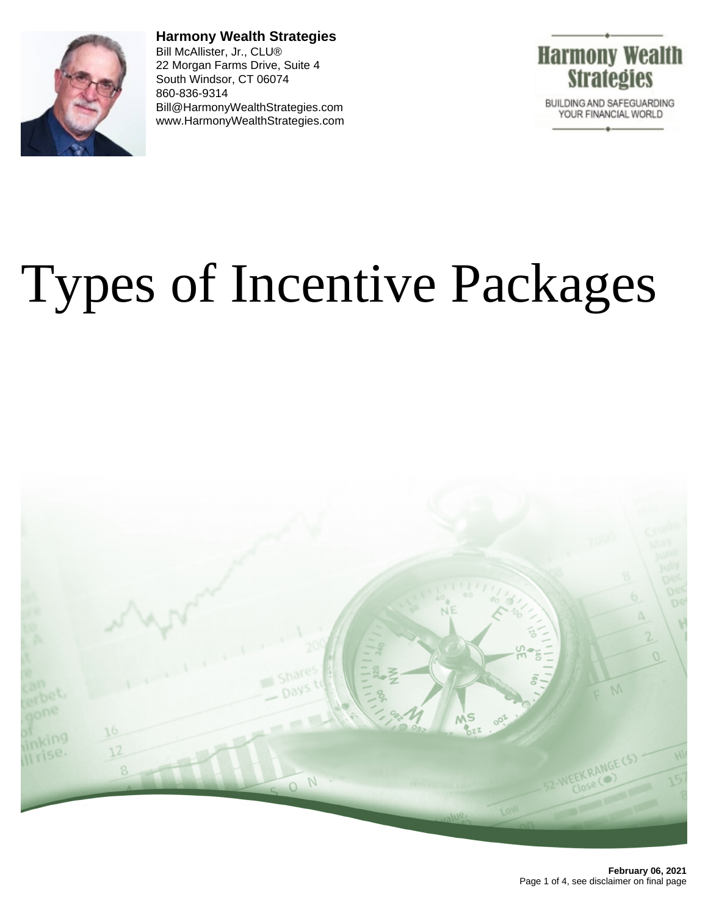**Harmony Wealth Strategies**
Bill McAllister, Jr., CLU®
22 Morgan Farms Drive, Suite 4
South Windsor, CT 06074
860-836-9314
Bill@HarmonyWealthStrategies.com
www.HarmonyWealthStrategies.com

Harmony Wealth Strategies
BUILDING AND SAFEGUARDING YOUR FINANCIAL WORLD

# Types of Incentive Packages

**February 06, 2021**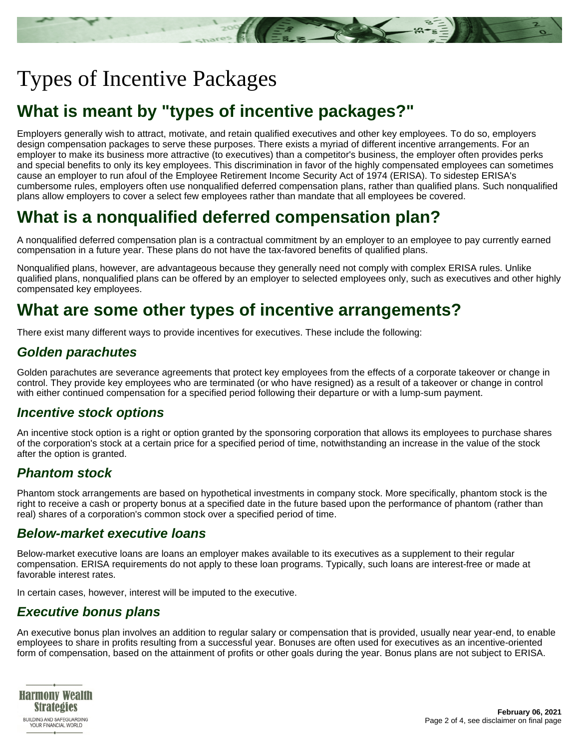# Types of Incentive Packages

## What is meant by "types of incentive packages?"

Employers generally wish to attract, motivate, and retain qualified executives and other key employees. To do so, employers design compensation packages to serve these purposes. There exists a myriad of different incentive arrangements. For an employer to make its business more attractive (to executives) than a competitor's business, the employer often provides perks and special benefits to only its key employees. This discrimination in favor of the highly compensated employees can sometimes cause an employer to run afoul of the Employee Retirement Income Security Act of 1974 (ERISA). To sidestep ERISA's cumbersome rules, employers often use nonqualified deferred compensation plans, rather than qualified plans. Such nonqualified plans allow employers to cover a select few employees rather than mandate that all employees be covered.

## What is a nonqualified deferred compensation plan?

A nonqualified deferred compensation plan is a contractual commitment by an employer to an employee to pay currently earned compensation in a future year. These plans do not have the tax-favored benefits of qualified plans.

Nonqualified plans, however, are advantageous because they generally need not comply with complex ERISA rules. Unlike qualified plans, nonqualified plans can be offered by an employer to selected employees only, such as executives and other highly compensated key employees.

## What are some other types of incentive arrangements?

There exist many different ways to provide incentives for executives. These include the following:

### *Golden parachutes*

Golden parachutes are severance agreements that protect key employees from the effects of a corporate takeover or change in control. They provide key employees who are terminated (or who have resigned) as a result of a takeover or change in control with either continued compensation for a specified period following their departure or with a lump-sum payment.

### *Incentive stock options*

An incentive stock option is a right or option granted by the sponsoring corporation that allows its employees to purchase shares of the corporation's stock at a certain price for a specified period of time, notwithstanding an increase in the value of the stock after the option is granted.

### *Phantom stock*

Phantom stock arrangements are based on hypothetical investments in company stock. More specifically, phantom stock is the right to receive a cash or property bonus at a specified date in the future based upon the performance of phantom (rather than real) shares of a corporation's common stock over a specified period of time.

### *Below-market executive loans*

Below-market executive loans are loans an employer makes available to its executives as a supplement to their regular compensation. ERISA requirements do not apply to these loan programs. Typically, such loans are interest-free or made at favorable interest rates.

In certain cases, however, interest will be imputed to the executive.

### *Executive bonus plans*

An executive bonus plan involves an addition to regular salary or compensation that is provided, usually near year-end, to enable employees to share in profits resulting from a successful year. Bonuses are often used for executives as an incentive-oriented form of compensation, based on the attainment of profits or other goals during the year. Bonus plans are not subject to ERISA.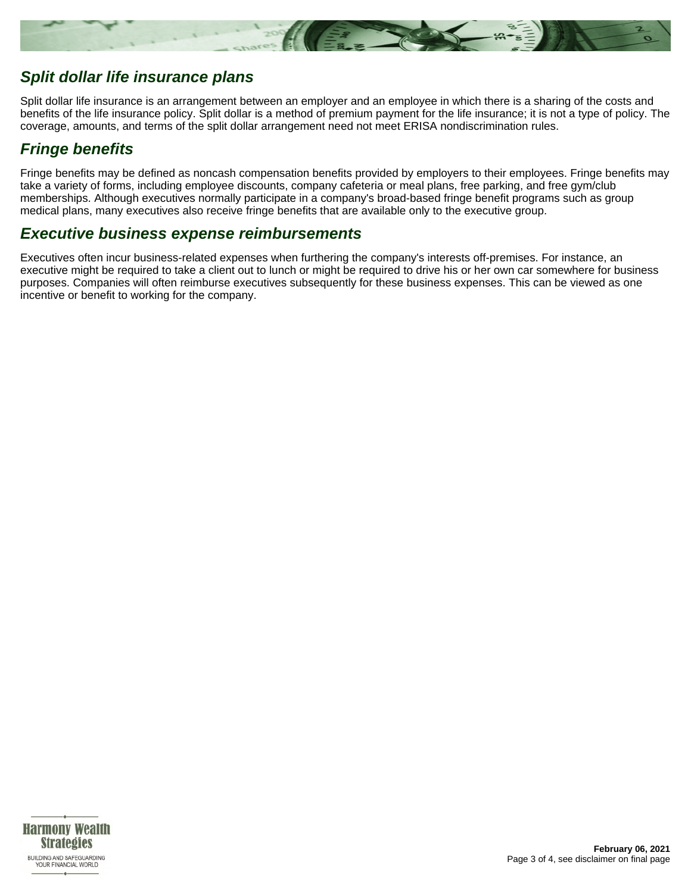## *Split dollar life insurance plans*

Split dollar life insurance is an arrangement between an employer and an employee in which there is a sharing of the costs and benefits of the life insurance policy. Split dollar is a method of premium payment for the life insurance; it is not a type of policy. The coverage, amounts, and terms of the split dollar arrangement need not meet ERISA nondiscrimination rules.

## *Fringe benefits*

Fringe benefits may be defined as noncash compensation benefits provided by employers to their employees. Fringe benefits may take a variety of forms, including employee discounts, company cafeteria or meal plans, free parking, and free gym/club memberships. Although executives normally participate in a company's broad-based fringe benefit programs such as group medical plans, many executives also receive fringe benefits that are available only to the executive group.

## *Executive business expense reimbursements*

Executives often incur business-related expenses when furthering the company's interests off-premises. For instance, an executive might be required to take a client out to lunch or might be required to drive his or her own car somewhere for business purposes. Companies will often reimburse executives subsequently for these business expenses. This can be viewed as one incentive or benefit to working for the company.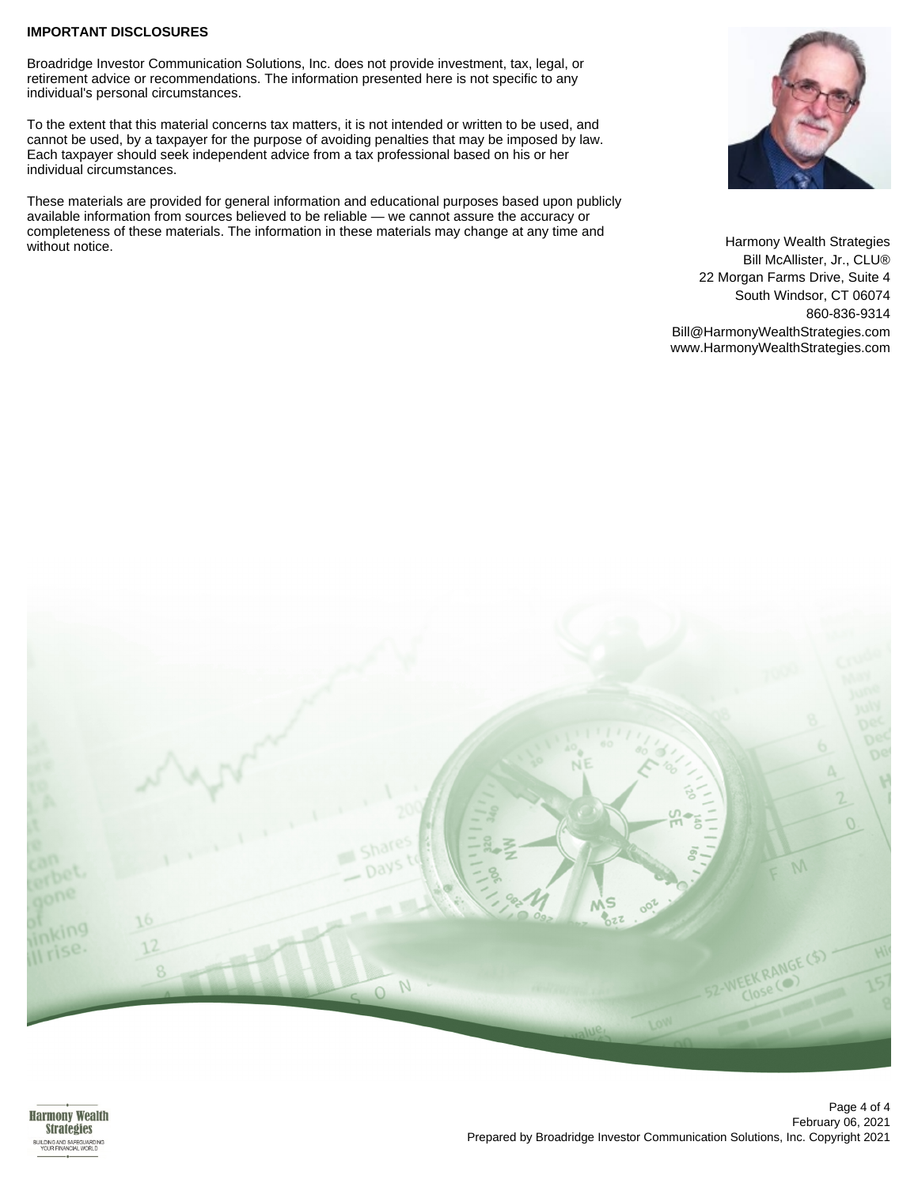**IMPORTANT DISCLOSURES**

Broadridge Investor Communication Solutions, Inc. does not provide investment, tax, legal, or retirement advice or recommendations. The information presented here is not specific to any individual's personal circumstances.

To the extent that this material concerns tax matters, it is not intended or written to be used, and cannot be used, by a taxpayer for the purpose of avoiding penalties that may be imposed by law. Each taxpayer should seek independent advice from a tax professional based on his or her individual circumstances.

These materials are provided for general information and educational purposes based upon publicly available information from sources believed to be reliable — we cannot assure the accuracy or completeness of these materials. The information in these materials may change at any time and without notice.

Harmony Wealth Strategies
Bill McAllister, Jr., CLU®
22 Morgan Farms Drive, Suite 4
South Windsor, CT 06074
860-836-9314
Bill@HarmonyWealthStrategies.com
www.HarmonyWealthStrategies.com

February 06, 2021
Prepared by Broadridge Investor Communication Solutions, Inc. Copyright 2021